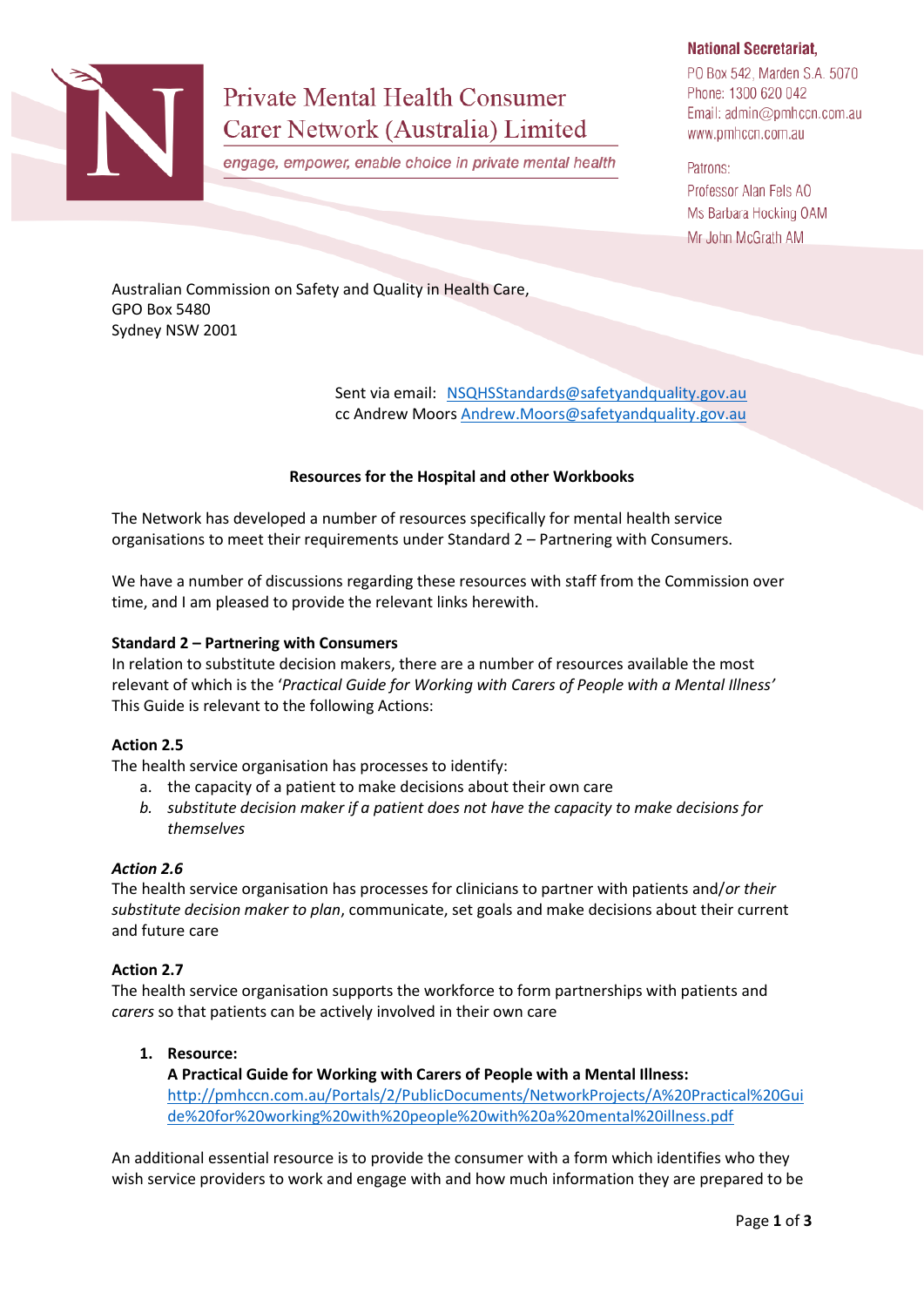Private Mental Health Consumer Carer Network (Australia) Limited

*engage, empower, enable choice in private mental health*

**National Secretariat,**
PO Box 542, Marden S.A. 5070
Phone: 1300 620 042
Email: admin@pmhccn.com.au
www.pmhccn.com.au

Patrons:
Professor Alan Fels AO
Ms Barbara Hocking OAM
Mr John McGrath AM

Australian Commission on Safety and Quality in Health Care,
GPO Box 5480
Sydney NSW 2001

Sent via email: NSQHSStandards@safetyandquality.gov.au
cc Andrew Moors Andrew.Moors@safetyandquality.gov.au

**Resources for the Hospital and other Workbooks**

The Network has developed a number of resources specifically for mental health service organisations to meet their requirements under Standard 2 – Partnering with Consumers.

We have a number of discussions regarding these resources with staff from the Commission over time, and I am pleased to provide the relevant links herewith.

**Standard 2 – Partnering with Consumers**
In relation to substitute decision makers, there are a number of resources available the most relevant of which is the '*Practical Guide for Working with Carers of People with a Mental Illness'* This Guide is relevant to the following Actions:

**Action 2.5**
The health service organisation has processes to identify:

a. the capacity of a patient to make decisions about their own care
b. *substitute decision maker if a patient does not have the capacity to make decisions for themselves*

***Action 2.6***
The health service organisation has processes for clinicians to partner with patients and/*or their substitute decision maker to plan*, communicate, set goals and make decisions about their current and future care

**Action 2.7**
The health service organisation supports the workforce to form partnerships with patients and *carers* so that patients can be actively involved in their own care

1. **Resource:**
   **A Practical Guide for Working with Carers of People with a Mental Illness:**
   http://pmhccn.com.au/Portals/2/PublicDocuments/NetworkProjects/A%20Practical%20Guide%20for%20working%20with%20people%20with%20a%20mental%20illness.pdf

An additional essential resource is to provide the consumer with a form which identifies who they wish service providers to work and engage with and how much information they are prepared to be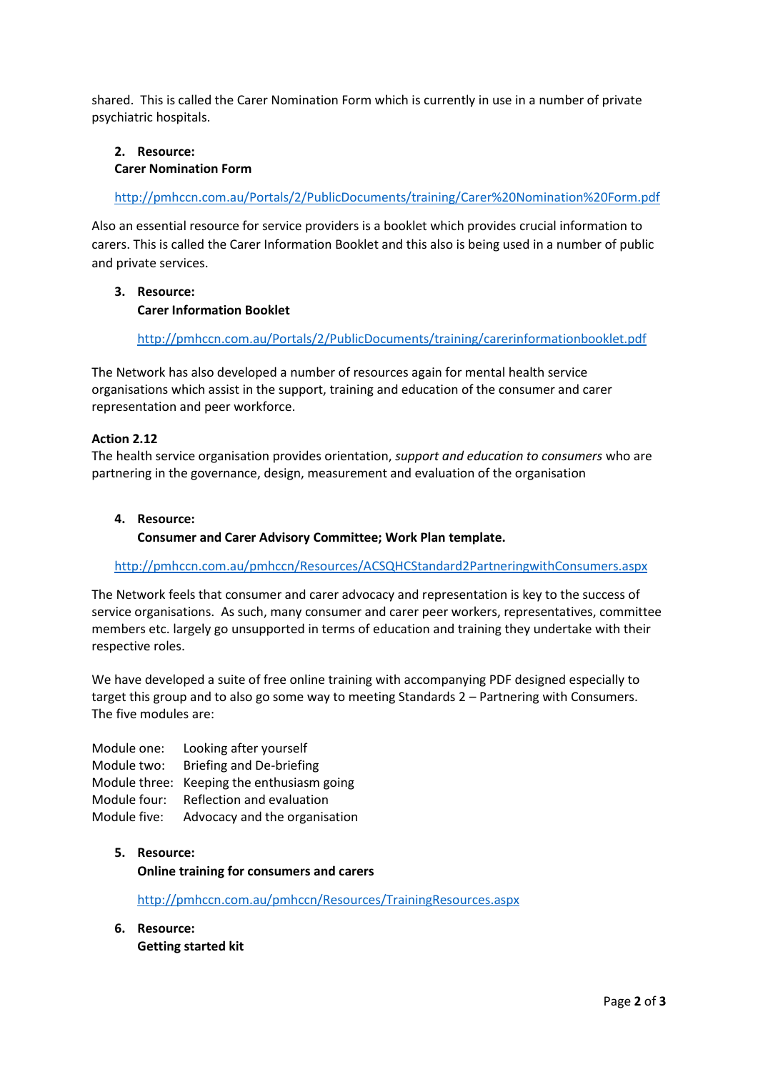shared. This is called the Carer Nomination Form which is currently in use in a number of private psychiatric hospitals.

2. **Resource:**
   **Carer Nomination Form**

   http://pmhccn.com.au/Portals/2/PublicDocuments/training/Carer%20Nomination%20Form.pdf

Also an essential resource for service providers is a booklet which provides crucial information to carers. This is called the Carer Information Booklet and this also is being used in a number of public and private services.

3. **Resource:**
   **Carer Information Booklet**

   http://pmhccn.com.au/Portals/2/PublicDocuments/training/carerinformationbooklet.pdf

The Network has also developed a number of resources again for mental health service organisations which assist in the support, training and education of the consumer and carer representation and peer workforce.

**Action 2.12**
The health service organisation provides orientation, *support and education to consumers* who are partnering in the governance, design, measurement and evaluation of the organisation

4. **Resource:**
   **Consumer and Carer Advisory Committee; Work Plan template.**

   http://pmhccn.com.au/pmhccn/Resources/ACSQHCStandard2PartneringwithConsumers.aspx

The Network feels that consumer and carer advocacy and representation is key to the success of service organisations. As such, many consumer and carer peer workers, representatives, committee members etc. largely go unsupported in terms of education and training they undertake with their respective roles.

We have developed a suite of free online training with accompanying PDF designed especially to target this group and to also go some way to meeting Standards 2 – Partnering with Consumers. The five modules are:

Module one: Looking after yourself
Module two: Briefing and De-briefing
Module three: Keeping the enthusiasm going
Module four: Reflection and evaluation
Module five: Advocacy and the organisation

5. **Resource:**
   **Online training for consumers and carers**

   http://pmhccn.com.au/pmhccn/Resources/TrainingResources.aspx

6. **Resource:**
   **Getting started kit**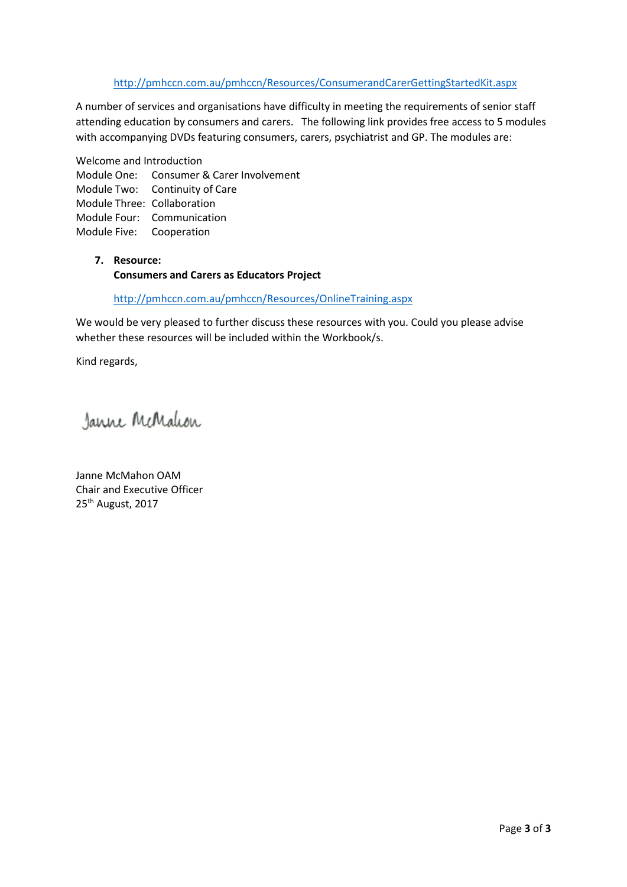http://pmhccn.com.au/pmhccn/Resources/ConsumerandCarerGettingStartedKit.aspx

A number of services and organisations have difficulty in meeting the requirements of senior staff attending education by consumers and carers. The following link provides free access to 5 modules with accompanying DVDs featuring consumers, carers, psychiatrist and GP. The modules are:

Welcome and Introduction
Module One: Consumer & Carer Involvement
Module Two: Continuity of Care
Module Three: Collaboration
Module Four: Communication
Module Five: Cooperation

7. **Resource:**
   **Consumers and Carers as Educators Project**

   http://pmhccn.com.au/pmhccn/Resources/OnlineTraining.aspx

We would be very pleased to further discuss these resources with you. Could you please advise whether these resources will be included within the Workbook/s.

Kind regards,

Janne McMahon

Janne McMahon OAM
Chair and Executive Officer
25th August, 2017